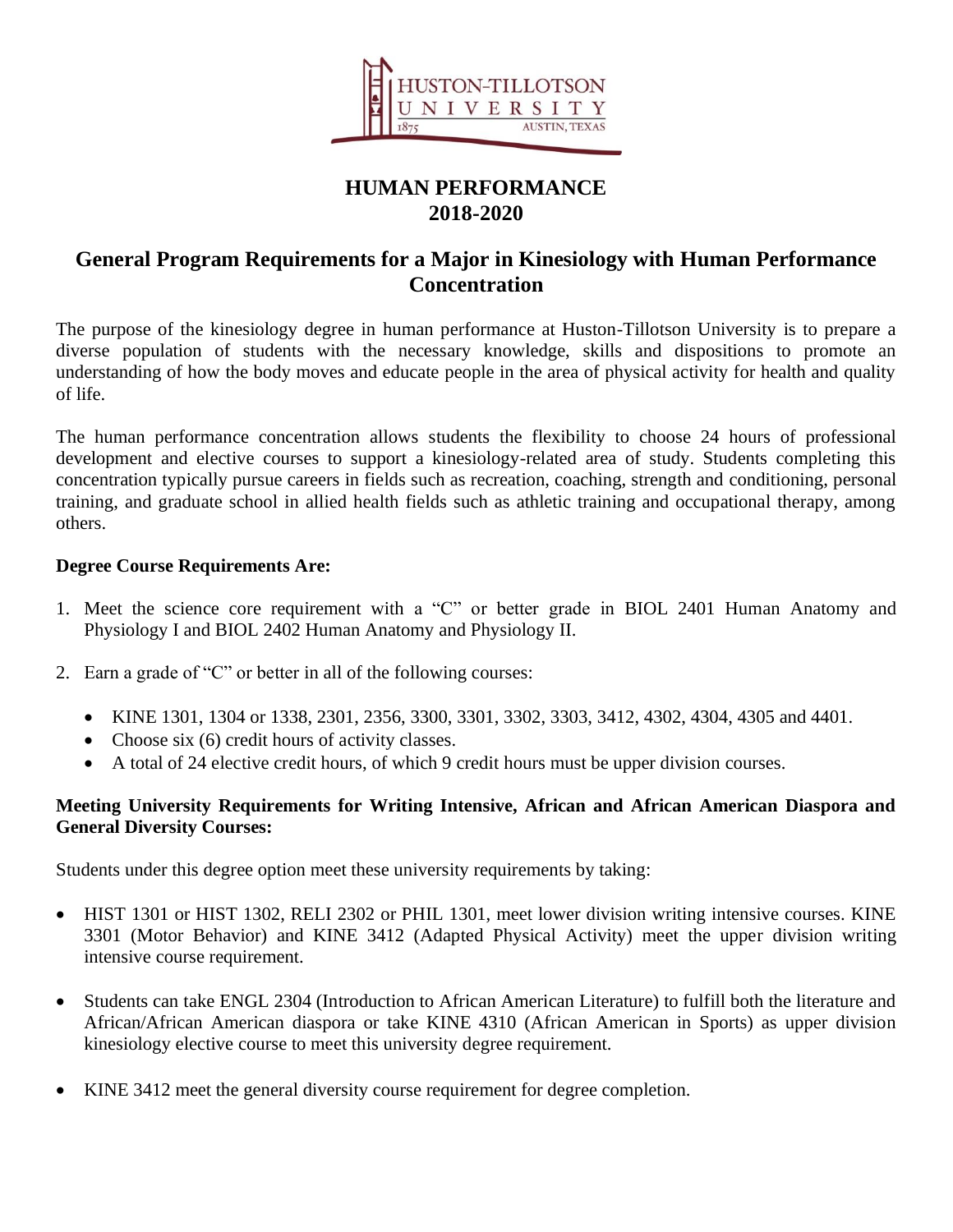HUSTON-TILLOTSON UNIVERSITY
1875 AUSTIN, TEXAS

# HUMAN PERFORMANCE
# 2018-2020

## General Program Requirements for a Major in Kinesiology with Human Performance Concentration

The purpose of the kinesiology degree in human performance at Huston-Tillotson University is to prepare a diverse population of students with the necessary knowledge, skills and dispositions to promote an understanding of how the body moves and educate people in the area of physical activity for health and quality of life.

The human performance concentration allows students the flexibility to choose 24 hours of professional development and elective courses to support a kinesiology-related area of study. Students completing this concentration typically pursue careers in fields such as recreation, coaching, strength and conditioning, personal training, and graduate school in allied health fields such as athletic training and occupational therapy, among others.

**Degree Course Requirements Are:**

1. Meet the science core requirement with a "C" or better grade in BIOL 2401 Human Anatomy and Physiology I and BIOL 2402 Human Anatomy and Physiology II.

2. Earn a grade of "C" or better in all of the following courses:
   - KINE 1301, 1304 or 1338, 2301, 2356, 3300, 3301, 3302, 3303, 3412, 4302, 4304, 4305 and 4401.
   - Choose six (6) credit hours of activity classes.
   - A total of 24 elective credit hours, of which 9 credit hours must be upper division courses.

**Meeting University Requirements for Writing Intensive, African and African American Diaspora and General Diversity Courses:**

Students under this degree option meet these university requirements by taking:

- HIST 1301 or HIST 1302, RELI 2302 or PHIL 1301, meet lower division writing intensive courses. KINE 3301 (Motor Behavior) and KINE 3412 (Adapted Physical Activity) meet the upper division writing intensive course requirement.

- Students can take ENGL 2304 (Introduction to African American Literature) to fulfill both the literature and African/African American diaspora or take KINE 4310 (African American in Sports) as upper division kinesiology elective course to meet this university degree requirement.

- KINE 3412 meet the general diversity course requirement for degree completion.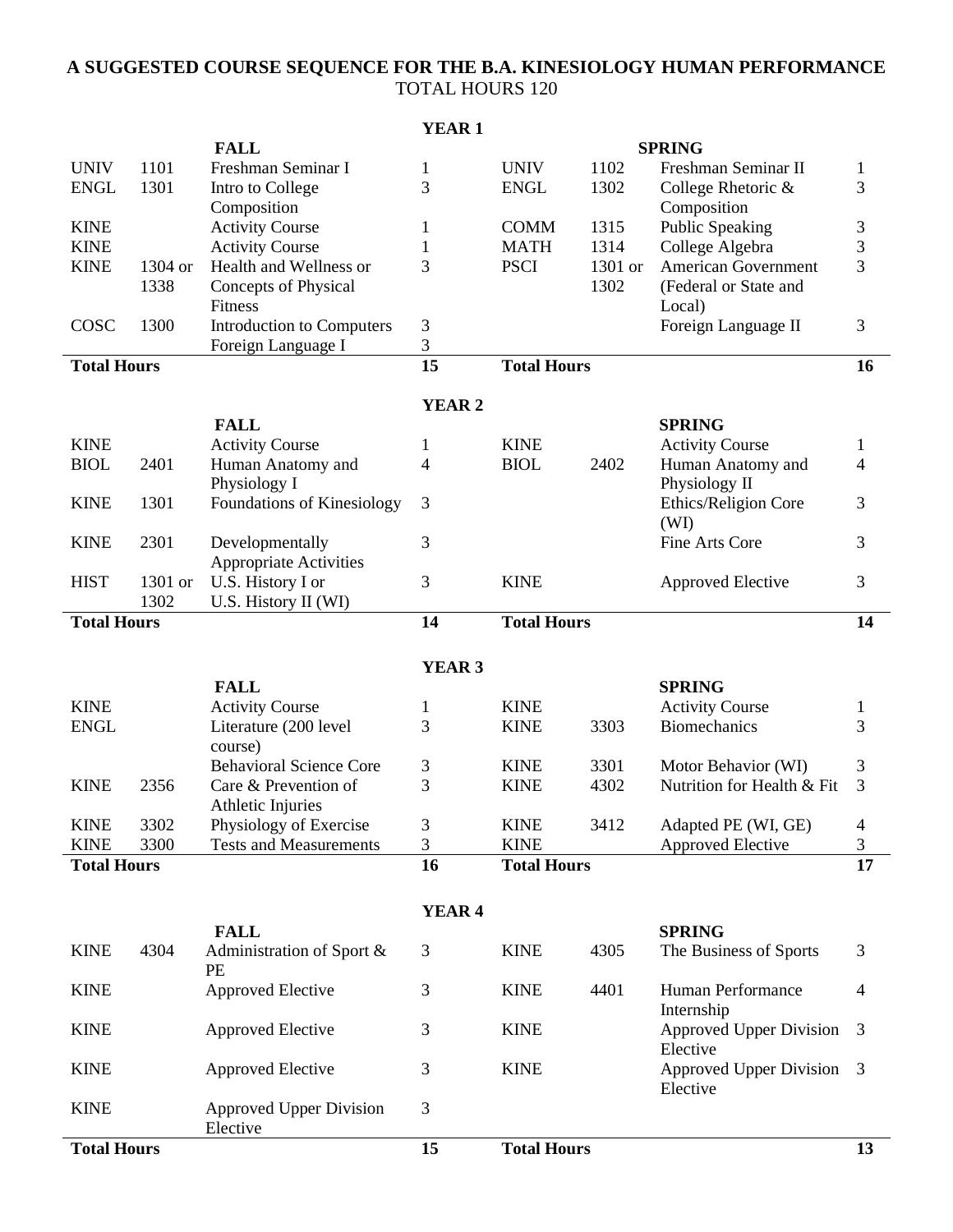# A SUGGESTED COURSE SEQUENCE FOR THE B.A. KINESIOLOGY HUMAN PERFORMANCE

TOTAL HOURS 120

## YEAR 1

| | | FALL | | | | SPRING | |
|---|---|---|---|---|---|---|---|
| UNIV | 1101 | Freshman Seminar I | 1 | UNIV | 1102 | Freshman Seminar II | 1 |
| ENGL | 1301 | Intro to College Composition | 3 | ENGL | 1302 | College Rhetoric & Composition | 3 |
| KINE | | Activity Course | 1 | COMM | 1315 | Public Speaking | 3 |
| KINE | | Activity Course | 1 | MATH | 1314 | College Algebra | 3 |
| KINE | 1304 or 1338 | Health and Wellness or Concepts of Physical Fitness | 3 | PSCI | 1301 or 1302 | American Government (Federal or State and Local) | 3 |
| COSC | 1300 | Introduction to Computers | 3 | | | Foreign Language II | 3 |
| | | Foreign Language I | 3 | | | | |
| **Total Hours** | | | **15** | **Total Hours** | | | **16** |

## YEAR 2

| | | FALL | | | | SPRING | |
|---|---|---|---|---|---|---|---|
| KINE | | Activity Course | 1 | KINE | | Activity Course | 1 |
| BIOL | 2401 | Human Anatomy and Physiology I | 4 | BIOL | 2402 | Human Anatomy and Physiology II | 4 |
| KINE | 1301 | Foundations of Kinesiology | 3 | | | Ethics/Religion Core (WI) | 3 |
| KINE | 2301 | Developmentally Appropriate Activities | 3 | | | Fine Arts Core | 3 |
| HIST | 1301 or 1302 | U.S. History I or U.S. History II (WI) | 3 | KINE | | Approved Elective | 3 |
| **Total Hours** | | | **14** | **Total Hours** | | | **14** |

## YEAR 3

| | | FALL | | | | SPRING | |
|---|---|---|---|---|---|---|---|
| KINE | | Activity Course | 1 | KINE | | Activity Course | 1 |
| ENGL | | Literature (200 level course) | 3 | KINE | 3303 | Biomechanics | 3 |
| | | Behavioral Science Core | 3 | KINE | 3301 | Motor Behavior (WI) | 3 |
| KINE | 2356 | Care & Prevention of Athletic Injuries | 3 | KINE | 4302 | Nutrition for Health & Fit | 3 |
| KINE | 3302 | Physiology of Exercise | 3 | KINE | 3412 | Adapted PE (WI, GE) | 4 |
| KINE | 3300 | Tests and Measurements | 3 | KINE | | Approved Elective | 3 |
| **Total Hours** | | | **16** | **Total Hours** | | | **17** |

## YEAR 4

| | | FALL | | | | SPRING | |
|---|---|---|---|---|---|---|---|
| KINE | 4304 | Administration of Sport & PE | 3 | KINE | 4305 | The Business of Sports | 3 |
| KINE | | Approved Elective | 3 | KINE | 4401 | Human Performance Internship | 4 |
| KINE | | Approved Elective | 3 | KINE | | Approved Upper Division Elective | 3 |
| KINE | | Approved Elective | 3 | KINE | | Approved Upper Division Elective | 3 |
| KINE | | Approved Upper Division Elective | 3 | | | | |
| **Total Hours** | | | **15** | **Total Hours** | | | **13** |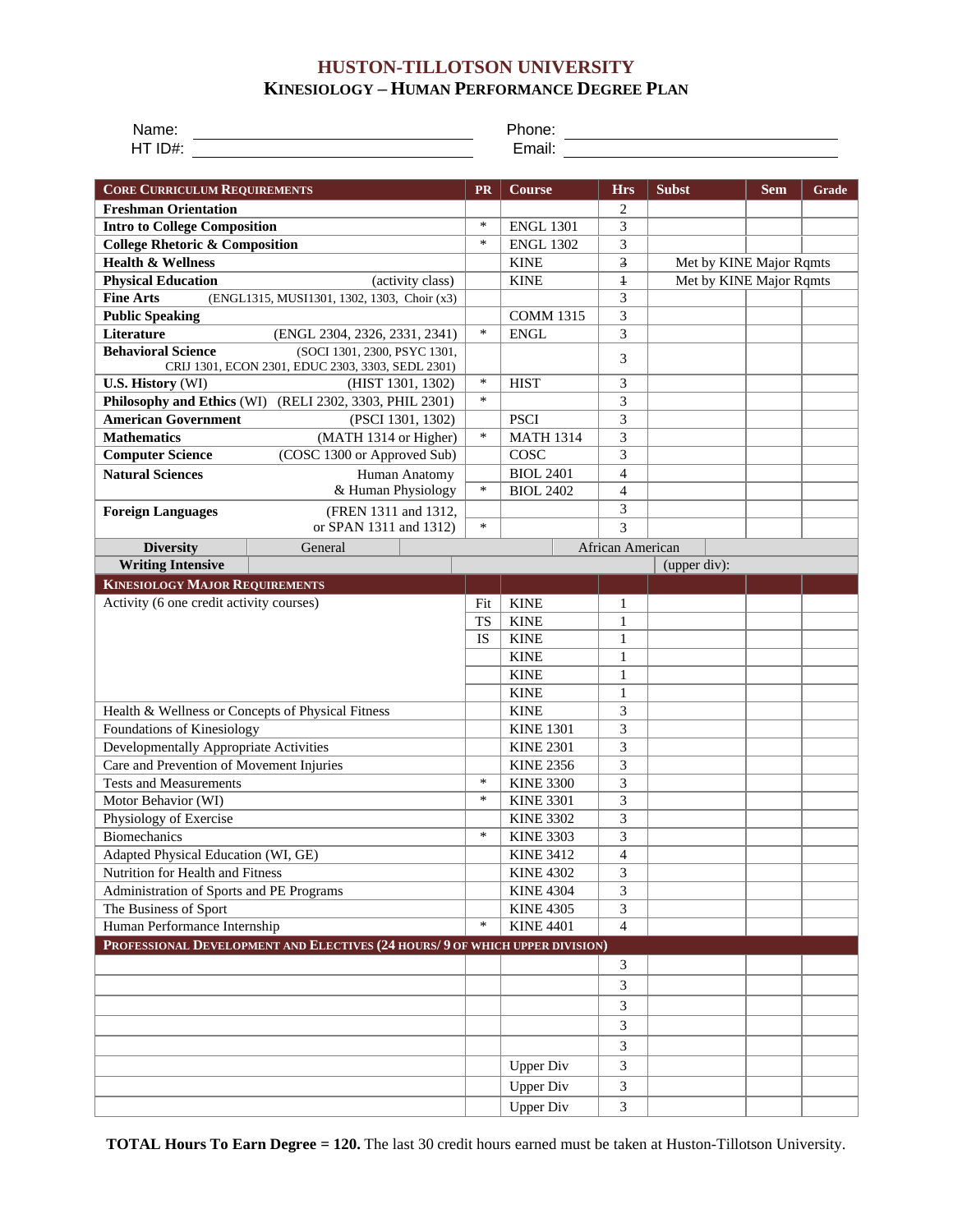# HUSTON-TILLOTSON UNIVERSITY

## Kinesiology – Human Performance Degree Plan

Name: ______________________ Phone: ______________________

HT ID#: ______________________ Email: ______________________

| Core Curriculum Requirements | PR | Course | Hrs | Subst | Sem | Grade |
|---|---|---|---|---|---|---|
| **Freshman Orientation** | | | 2 | | | |
| **Intro to College Composition** | * | ENGL 1301 | 3 | | | |
| **College Rhetoric & Composition** | * | ENGL 1302 | 3 | | | |
| **Health & Wellness** | | KINE | ~~3~~ | Met by KINE Major Rqmts | | |
| **Physical Education** (activity class) | | KINE | ~~1~~ | Met by KINE Major Rqmts | | |
| **Fine Arts** (ENGL1315, MUSI1301, 1302, 1303, Choir (x3) | | | 3 | | | |
| **Public Speaking** | | COMM 1315 | 3 | | | |
| **Literature** (ENGL 2304, 2326, 2331, 2341) | * | ENGL | 3 | | | |
| **Behavioral Science** (SOCI 1301, 2300, PSYC 1301, CRIJ 1301, ECON 2301, EDUC 2303, 3303, SEDL 2301) | | | 3 | | | |
| **U.S. History** (WI) (HIST 1301, 1302) | * | HIST | 3 | | | |
| **Philosophy and Ethics** (WI) (RELI 2302, 3303, PHIL 2301) | * | | 3 | | | |
| **American Government** (PSCI 1301, 1302) | | PSCI | 3 | | | |
| **Mathematics** (MATH 1314 or Higher) | * | MATH 1314 | 3 | | | |
| **Computer Science** (COSC 1300 or Approved Sub) | | COSC | 3 | | | |
| **Natural Sciences** Human Anatomy | | BIOL 2401 | 4 | | | |
| & Human Physiology | * | BIOL 2402 | 4 | | | |
| **Foreign Languages** (FREN 1311 and 1312, | | | 3 | | | |
| or SPAN 1311 and 1312) | * | | 3 | | | |
| **Diversity** | General | | African American | | | |
| **Writing Intensive** | | | (upper div): | | | |
| **Kinesiology Major Requirements** | | | | | | |
| Activity (6 one credit activity courses) | Fit | KINE | 1 | | | |
| | TS | KINE | 1 | | | |
| | IS | KINE | 1 | | | |
| | | KINE | 1 | | | |
| | | KINE | 1 | | | |
| | | KINE | 1 | | | |
| Health & Wellness or Concepts of Physical Fitness | | KINE | 3 | | | |
| Foundations of Kinesiology | | KINE 1301 | 3 | | | |
| Developmentally Appropriate Activities | | KINE 2301 | 3 | | | |
| Care and Prevention of Movement Injuries | | KINE 2356 | 3 | | | |
| Tests and Measurements | * | KINE 3300 | 3 | | | |
| Motor Behavior (WI) | * | KINE 3301 | 3 | | | |
| Physiology of Exercise | | KINE 3302 | 3 | | | |
| Biomechanics | * | KINE 3303 | 3 | | | |
| Adapted Physical Education (WI, GE) | | KINE 3412 | 4 | | | |
| Nutrition for Health and Fitness | | KINE 4302 | 3 | | | |
| Administration of Sports and PE Programs | | KINE 4304 | 3 | | | |
| The Business of Sport | | KINE 4305 | 3 | | | |
| Human Performance Internship | * | KINE 4401 | 4 | | | |
| **Professional Development and Electives (24 hours/ 9 of which upper division)** | | | | | | |
| | | | 3 | | | |
| | | | 3 | | | |
| | | | 3 | | | |
| | | | 3 | | | |
| | | | 3 | | | |
| | | Upper Div | 3 | | | |
| | | Upper Div | 3 | | | |
| | | Upper Div | 3 | | | |

**TOTAL Hours To Earn Degree = 120.** The last 30 credit hours earned must be taken at Huston-Tillotson University.